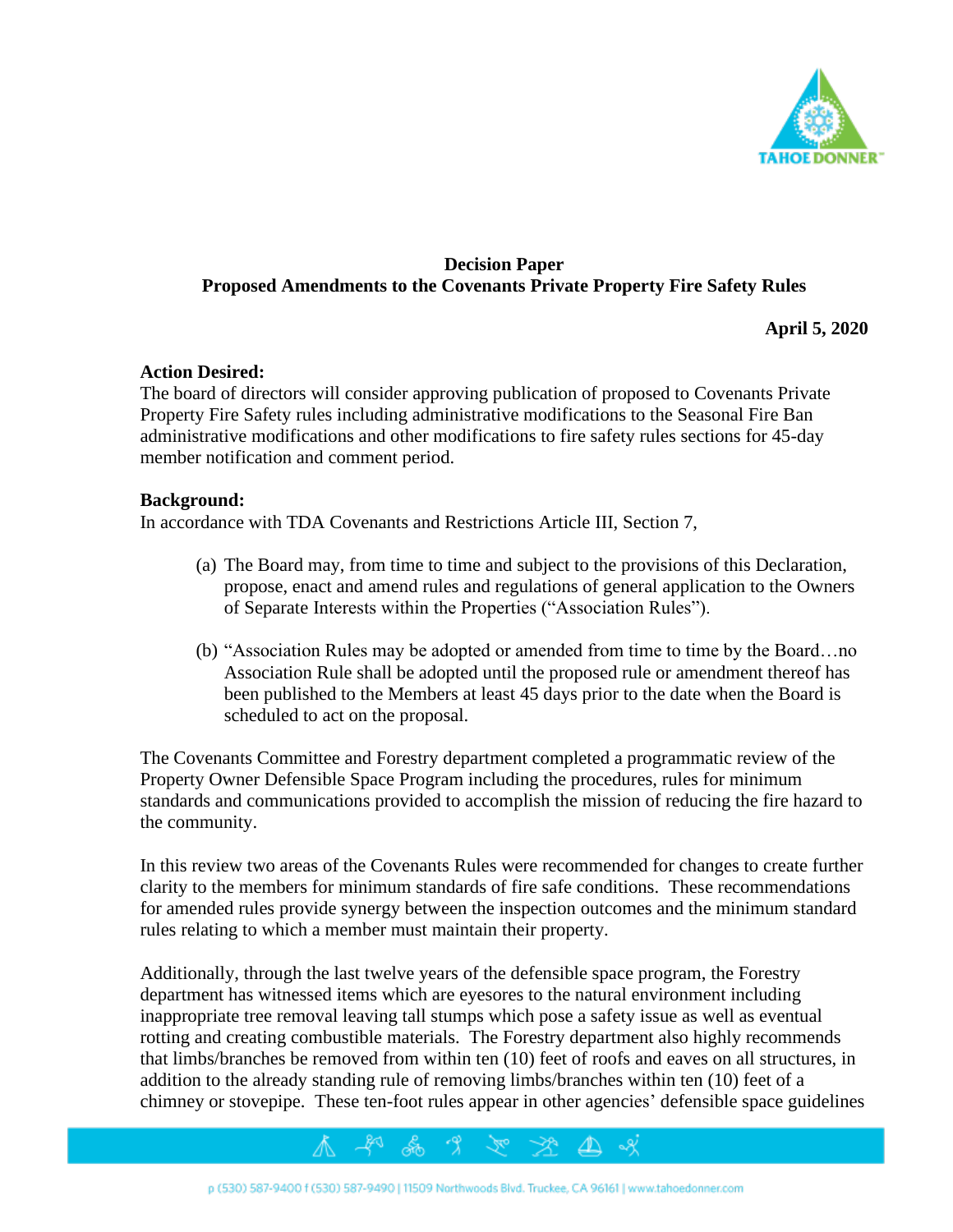**Decision Paper**
**Proposed Amendments to the Covenants Private Property Fire Safety Rules**

**April 5, 2020**

**Action Desired:**
The board of directors will consider approving publication of proposed to Covenants Private Property Fire Safety rules including administrative modifications to the Seasonal Fire Ban administrative modifications and other modifications to fire safety rules sections for 45-day member notification and comment period.

**Background:**
In accordance with TDA Covenants and Restrictions Article III, Section 7,

(a) The Board may, from time to time and subject to the provisions of this Declaration, propose, enact and amend rules and regulations of general application to the Owners of Separate Interests within the Properties ("Association Rules").

(b) "Association Rules may be adopted or amended from time to time by the Board…no Association Rule shall be adopted until the proposed rule or amendment thereof has been published to the Members at least 45 days prior to the date when the Board is scheduled to act on the proposal.

The Covenants Committee and Forestry department completed a programmatic review of the Property Owner Defensible Space Program including the procedures, rules for minimum standards and communications provided to accomplish the mission of reducing the fire hazard to the community.

In this review two areas of the Covenants Rules were recommended for changes to create further clarity to the members for minimum standards of fire safe conditions. These recommendations for amended rules provide synergy between the inspection outcomes and the minimum standard rules relating to which a member must maintain their property.

Additionally, through the last twelve years of the defensible space program, the Forestry department has witnessed items which are eyesores to the natural environment including inappropriate tree removal leaving tall stumps which pose a safety issue as well as eventual rotting and creating combustible materials. The Forestry department also highly recommends that limbs/branches be removed from within ten (10) feet of roofs and eaves on all structures, in addition to the already standing rule of removing limbs/branches within ten (10) feet of a chimney or stovepipe. These ten-foot rules appear in other agencies' defensible space guidelines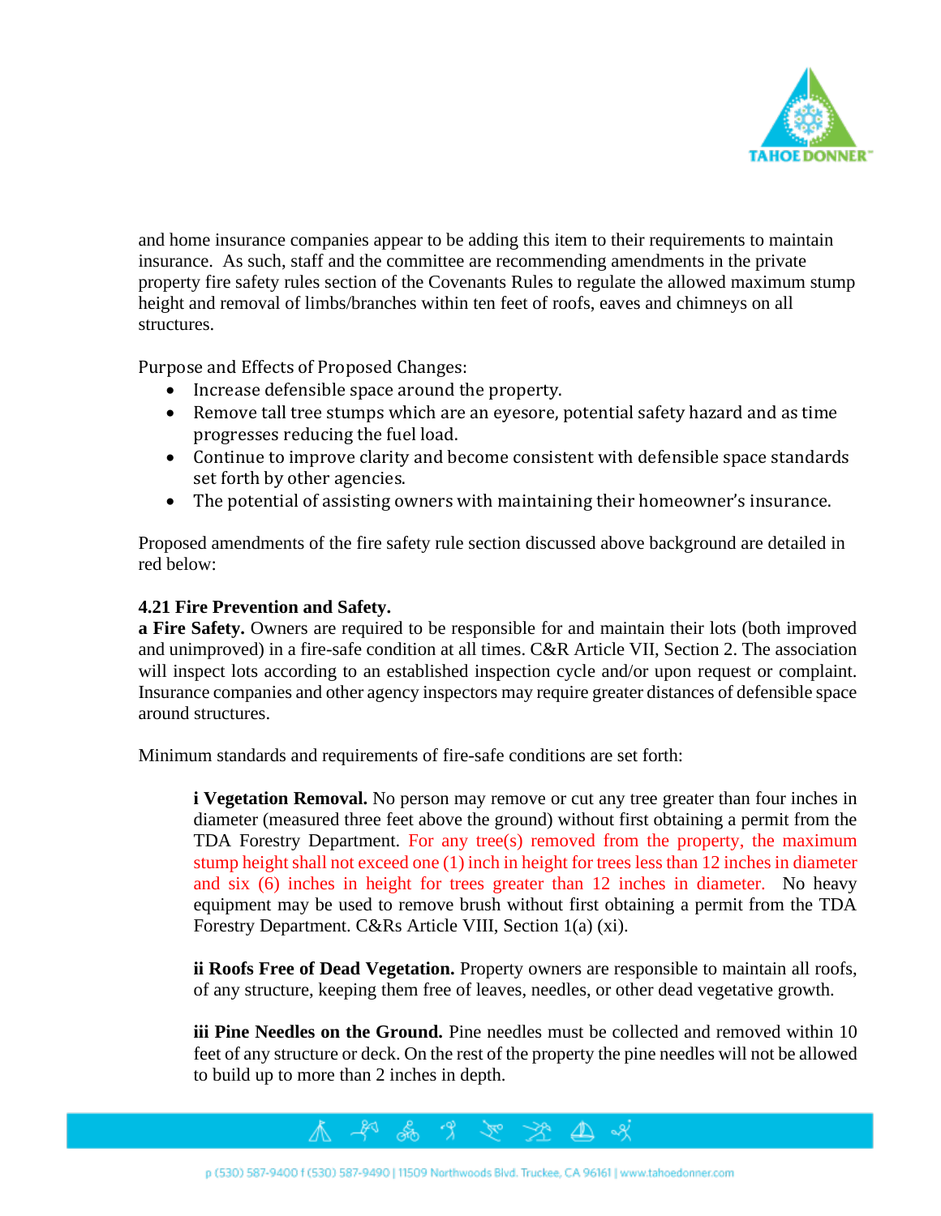and home insurance companies appear to be adding this item to their requirements to maintain insurance. As such, staff and the committee are recommending amendments in the private property fire safety rules section of the Covenants Rules to regulate the allowed maximum stump height and removal of limbs/branches within ten feet of roofs, eaves and chimneys on all structures.

Purpose and Effects of Proposed Changes:

- Increase defensible space around the property.
- Remove tall tree stumps which are an eyesore, potential safety hazard and as time progresses reducing the fuel load.
- Continue to improve clarity and become consistent with defensible space standards set forth by other agencies.
- The potential of assisting owners with maintaining their homeowner's insurance.

Proposed amendments of the fire safety rule section discussed above background are detailed in red below:

**4.21 Fire Prevention and Safety.**

**a Fire Safety.** Owners are required to be responsible for and maintain their lots (both improved and unimproved) in a fire-safe condition at all times. C&R Article VII, Section 2. The association will inspect lots according to an established inspection cycle and/or upon request or complaint. Insurance companies and other agency inspectors may require greater distances of defensible space around structures.

Minimum standards and requirements of fire-safe conditions are set forth:

> **i Vegetation Removal.** No person may remove or cut any tree greater than four inches in diameter (measured three feet above the ground) without first obtaining a permit from the TDA Forestry Department. For any tree(s) removed from the property, the maximum stump height shall not exceed one (1) inch in height for trees less than 12 inches in diameter and six (6) inches in height for trees greater than 12 inches in diameter. No heavy equipment may be used to remove brush without first obtaining a permit from the TDA Forestry Department. C&Rs Article VIII, Section 1(a) (xi).
>
> **ii Roofs Free of Dead Vegetation.** Property owners are responsible to maintain all roofs, of any structure, keeping them free of leaves, needles, or other dead vegetative growth.
>
> **iii Pine Needles on the Ground.** Pine needles must be collected and removed within 10 feet of any structure or deck. On the rest of the property the pine needles will not be allowed to build up to more than 2 inches in depth.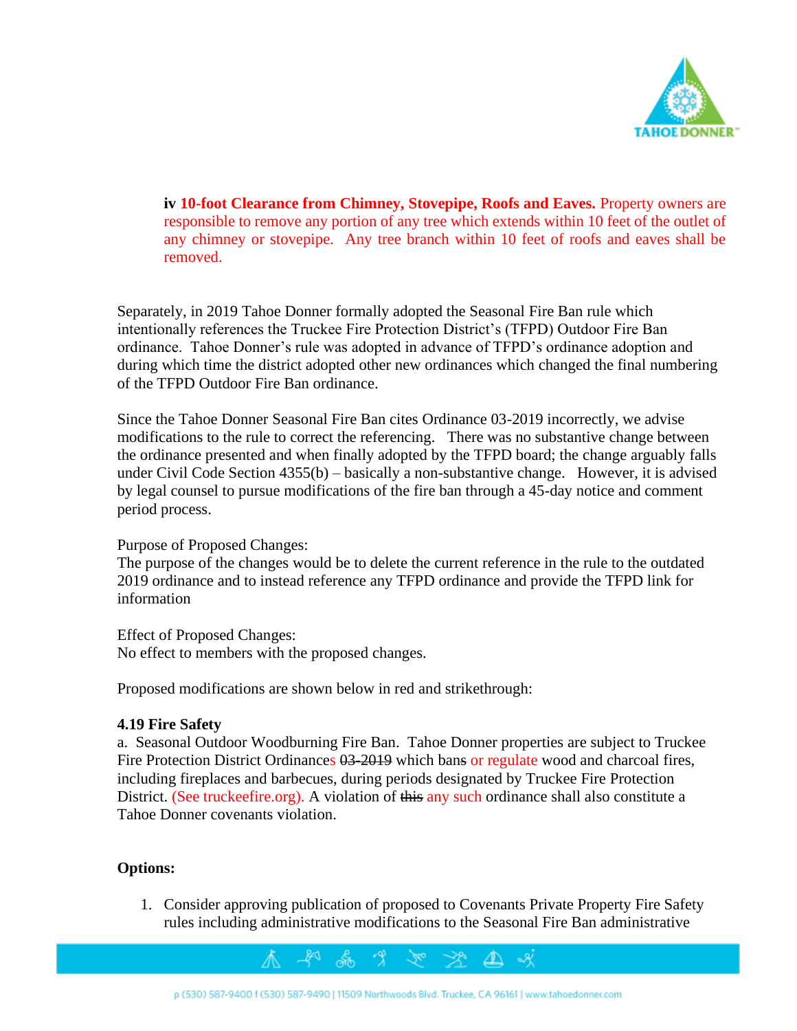**iv 10-foot Clearance from Chimney, Stovepipe, Roofs and Eaves.** Property owners are responsible to remove any portion of any tree which extends within 10 feet of the outlet of any chimney or stovepipe. Any tree branch within 10 feet of roofs and eaves shall be removed.

Separately, in 2019 Tahoe Donner formally adopted the Seasonal Fire Ban rule which intentionally references the Truckee Fire Protection District's (TFPD) Outdoor Fire Ban ordinance. Tahoe Donner's rule was adopted in advance of TFPD's ordinance adoption and during which time the district adopted other new ordinances which changed the final numbering of the TFPD Outdoor Fire Ban ordinance.

Since the Tahoe Donner Seasonal Fire Ban cites Ordinance 03-2019 incorrectly, we advise modifications to the rule to correct the referencing. There was no substantive change between the ordinance presented and when finally adopted by the TFPD board; the change arguably falls under Civil Code Section 4355(b) – basically a non-substantive change. However, it is advised by legal counsel to pursue modifications of the fire ban through a 45-day notice and comment period process.

Purpose of Proposed Changes:
The purpose of the changes would be to delete the current reference in the rule to the outdated 2019 ordinance and to instead reference any TFPD ordinance and provide the TFPD link for information

Effect of Proposed Changes:
No effect to members with the proposed changes.

Proposed modifications are shown below in red and strikethrough:

**4.19 Fire Safety**
a. Seasonal Outdoor Woodburning Fire Ban. Tahoe Donner properties are subject to Truckee Fire Protection District Ordinances ~~03-2019~~ which ban~~s~~ or regulate wood and charcoal fires, including fireplaces and barbecues, during periods designated by Truckee Fire Protection District. (See truckeefire.org). A violation of ~~this~~ any such ordinance shall also constitute a Tahoe Donner covenants violation.

**Options:**

1. Consider approving publication of proposed to Covenants Private Property Fire Safety rules including administrative modifications to the Seasonal Fire Ban administrative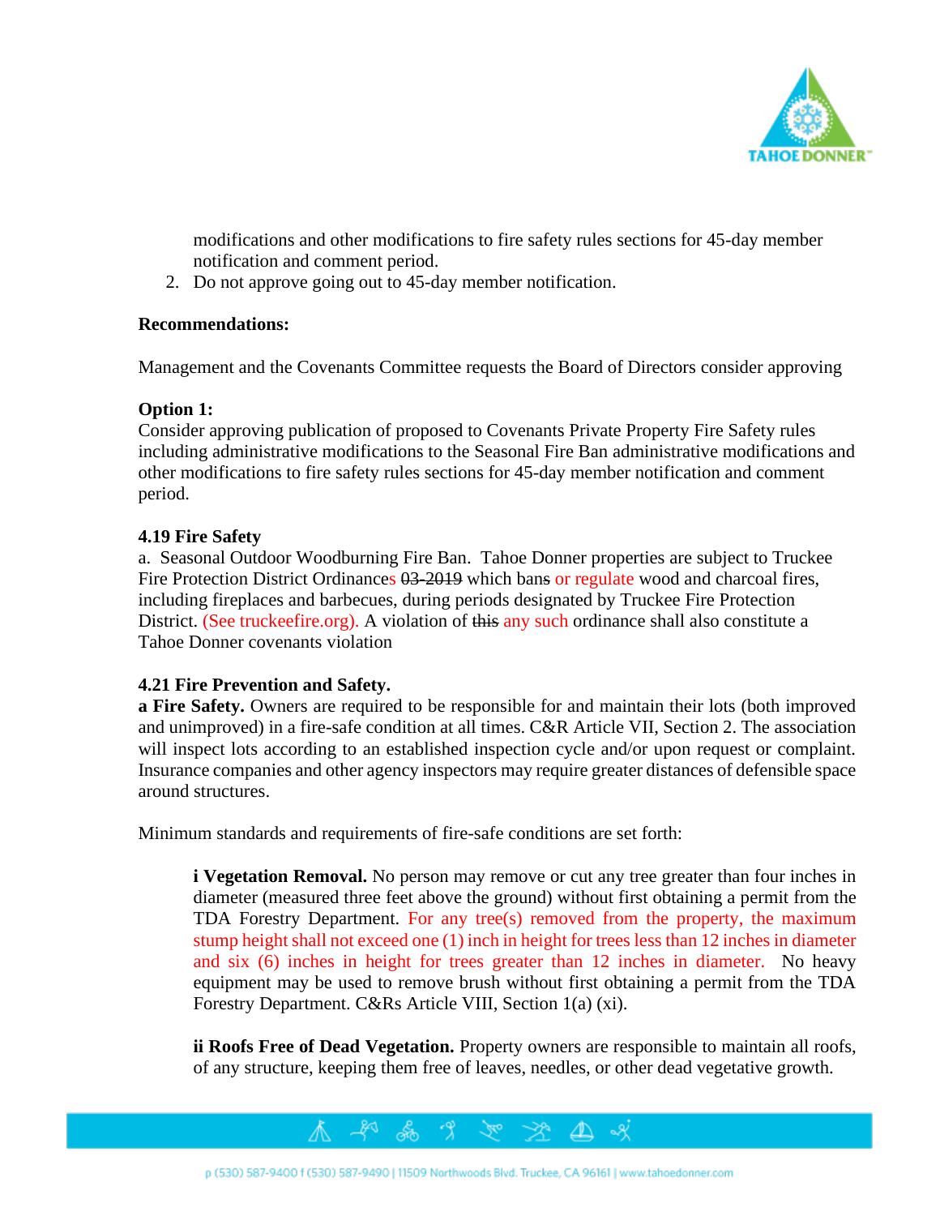modifications and other modifications to fire safety rules sections for 45-day member notification and comment period.

2. Do not approve going out to 45-day member notification.

**Recommendations:**

Management and the Covenants Committee requests the Board of Directors consider approving

**Option 1:**
Consider approving publication of proposed to Covenants Private Property Fire Safety rules including administrative modifications to the Seasonal Fire Ban administrative modifications and other modifications to fire safety rules sections for 45-day member notification and comment period.

**4.19 Fire Safety**
a. Seasonal Outdoor Woodburning Fire Ban. Tahoe Donner properties are subject to Truckee Fire Protection District Ordinances ~~03-2019~~ which ban~~s~~ or regulate wood and charcoal fires, including fireplaces and barbecues, during periods designated by Truckee Fire Protection District. (See truckeefire.org). A violation of ~~this~~ any such ordinance shall also constitute a Tahoe Donner covenants violation

**4.21 Fire Prevention and Safety.**
**a Fire Safety.** Owners are required to be responsible for and maintain their lots (both improved and unimproved) in a fire-safe condition at all times. C&R Article VII, Section 2. The association will inspect lots according to an established inspection cycle and/or upon request or complaint. Insurance companies and other agency inspectors may require greater distances of defensible space around structures.

Minimum standards and requirements of fire-safe conditions are set forth:

**i Vegetation Removal.** No person may remove or cut any tree greater than four inches in diameter (measured three feet above the ground) without first obtaining a permit from the TDA Forestry Department. For any tree(s) removed from the property, the maximum stump height shall not exceed one (1) inch in height for trees less than 12 inches in diameter and six (6) inches in height for trees greater than 12 inches in diameter. No heavy equipment may be used to remove brush without first obtaining a permit from the TDA Forestry Department. C&Rs Article VIII, Section 1(a) (xi).

**ii Roofs Free of Dead Vegetation.** Property owners are responsible to maintain all roofs, of any structure, keeping them free of leaves, needles, or other dead vegetative growth.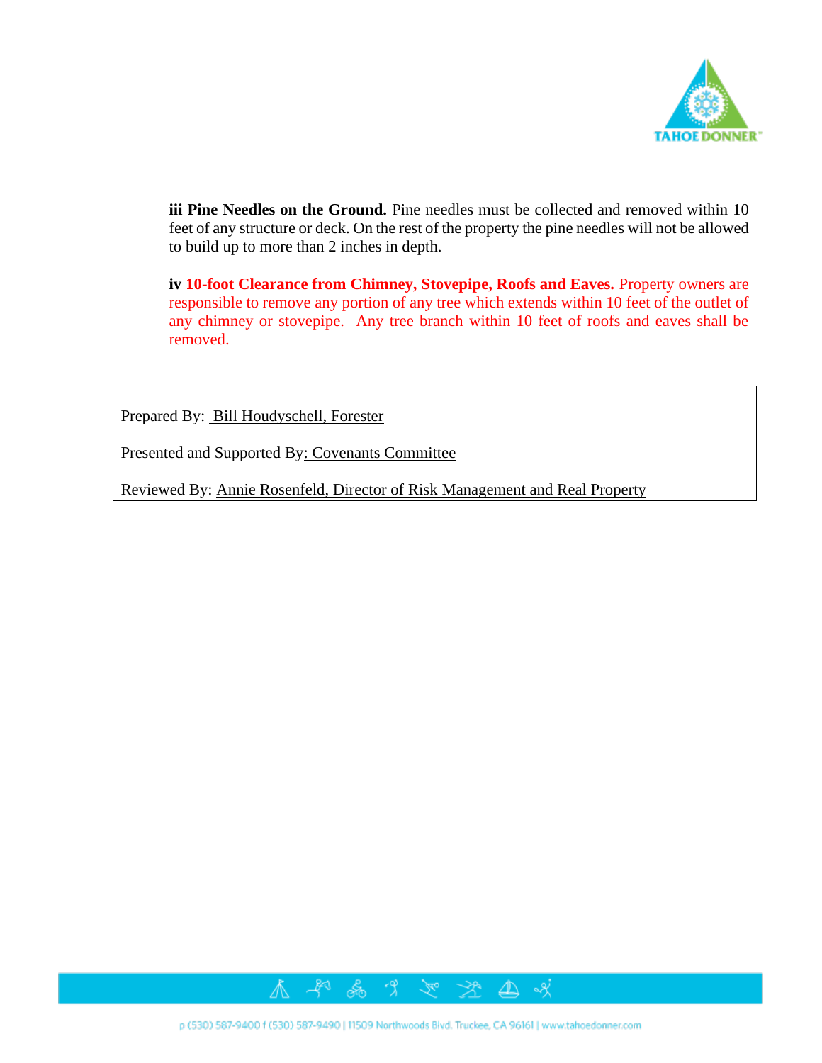**iii Pine Needles on the Ground.** Pine needles must be collected and removed within 10 feet of any structure or deck. On the rest of the property the pine needles will not be allowed to build up to more than 2 inches in depth.

**iv 10-foot Clearance from Chimney, Stovepipe, Roofs and Eaves.** Property owners are responsible to remove any portion of any tree which extends within 10 feet of the outlet of any chimney or stovepipe. Any tree branch within 10 feet of roofs and eaves shall be removed.

Prepared By: Bill Houdyschell, Forester

Presented and Supported By: Covenants Committee

Reviewed By: Annie Rosenfeld, Director of Risk Management and Real Property